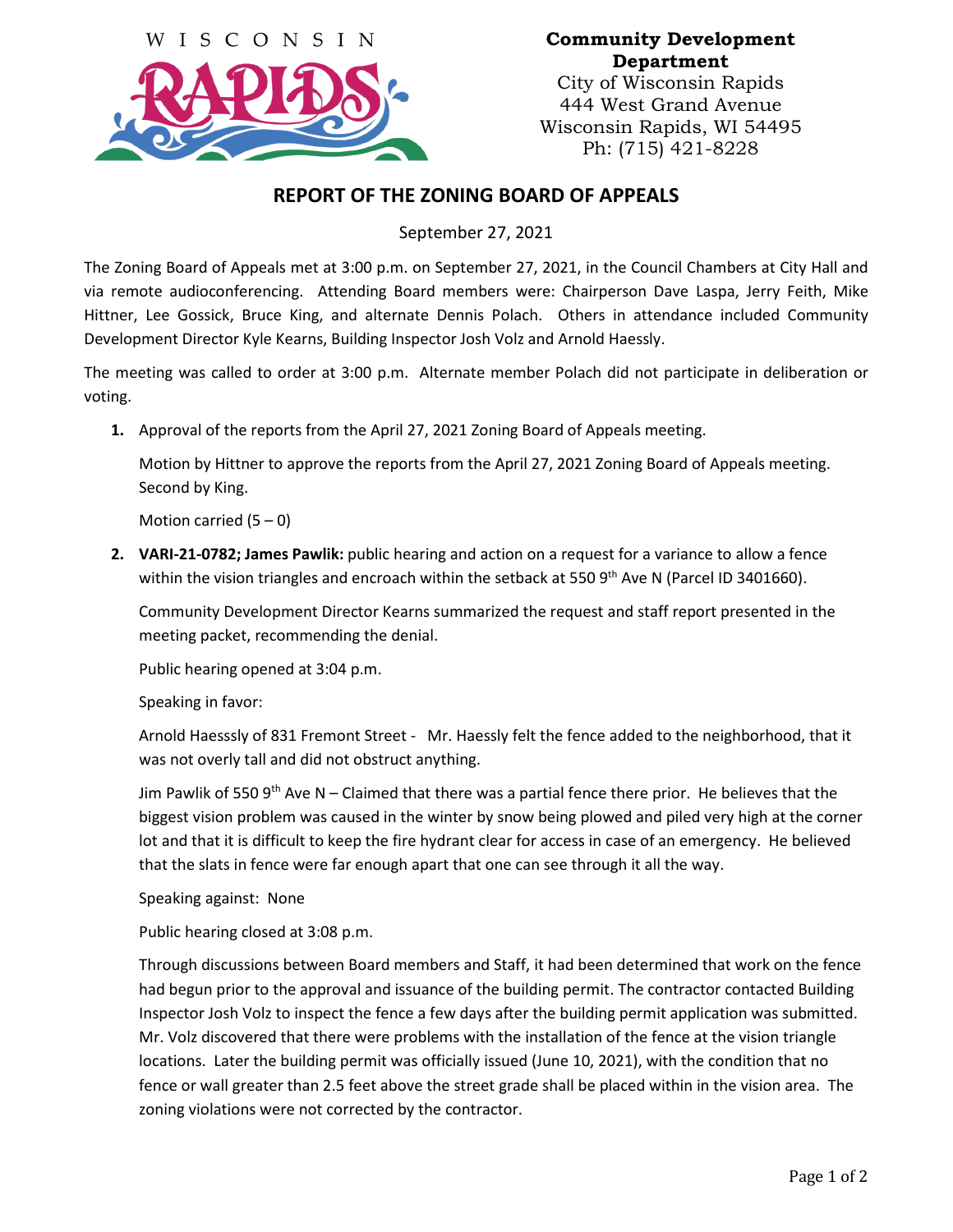WISCONSIN RAPIDS

**Community Development Department**
City of Wisconsin Rapids
444 West Grand Avenue
Wisconsin Rapids, WI 54495
Ph: (715) 421-8228

## REPORT OF THE ZONING BOARD OF APPEALS

September 27, 2021

The Zoning Board of Appeals met at 3:00 p.m. on September 27, 2021, in the Council Chambers at City Hall and via remote audioconferencing. Attending Board members were: Chairperson Dave Laspa, Jerry Feith, Mike Hittner, Lee Gossick, Bruce King, and alternate Dennis Polach. Others in attendance included Community Development Director Kyle Kearns, Building Inspector Josh Volz and Arnold Haessly.

The meeting was called to order at 3:00 p.m. Alternate member Polach did not participate in deliberation or voting.

1. Approval of the reports from the April 27, 2021 Zoning Board of Appeals meeting.

   Motion by Hittner to approve the reports from the April 27, 2021 Zoning Board of Appeals meeting. Second by King.

   Motion carried (5 – 0)

2. **VARI-21-0782; James Pawlik:** public hearing and action on a request for a variance to allow a fence within the vision triangles and encroach within the setback at 550 9th Ave N (Parcel ID 3401660).

   Community Development Director Kearns summarized the request and staff report presented in the meeting packet, recommending the denial.

   Public hearing opened at 3:04 p.m.

   Speaking in favor:

   Arnold Haesssly of 831 Fremont Street - Mr. Haessly felt the fence added to the neighborhood, that it was not overly tall and did not obstruct anything.

   Jim Pawlik of 550 9th Ave N – Claimed that there was a partial fence there prior. He believes that the biggest vision problem was caused in the winter by snow being plowed and piled very high at the corner lot and that it is difficult to keep the fire hydrant clear for access in case of an emergency. He believed that the slats in fence were far enough apart that one can see through it all the way.

   Speaking against: None

   Public hearing closed at 3:08 p.m.

   Through discussions between Board members and Staff, it had been determined that work on the fence had begun prior to the approval and issuance of the building permit. The contractor contacted Building Inspector Josh Volz to inspect the fence a few days after the building permit application was submitted. Mr. Volz discovered that there were problems with the installation of the fence at the vision triangle locations. Later the building permit was officially issued (June 10, 2021), with the condition that no fence or wall greater than 2.5 feet above the street grade shall be placed within in the vision area. The zoning violations were not corrected by the contractor.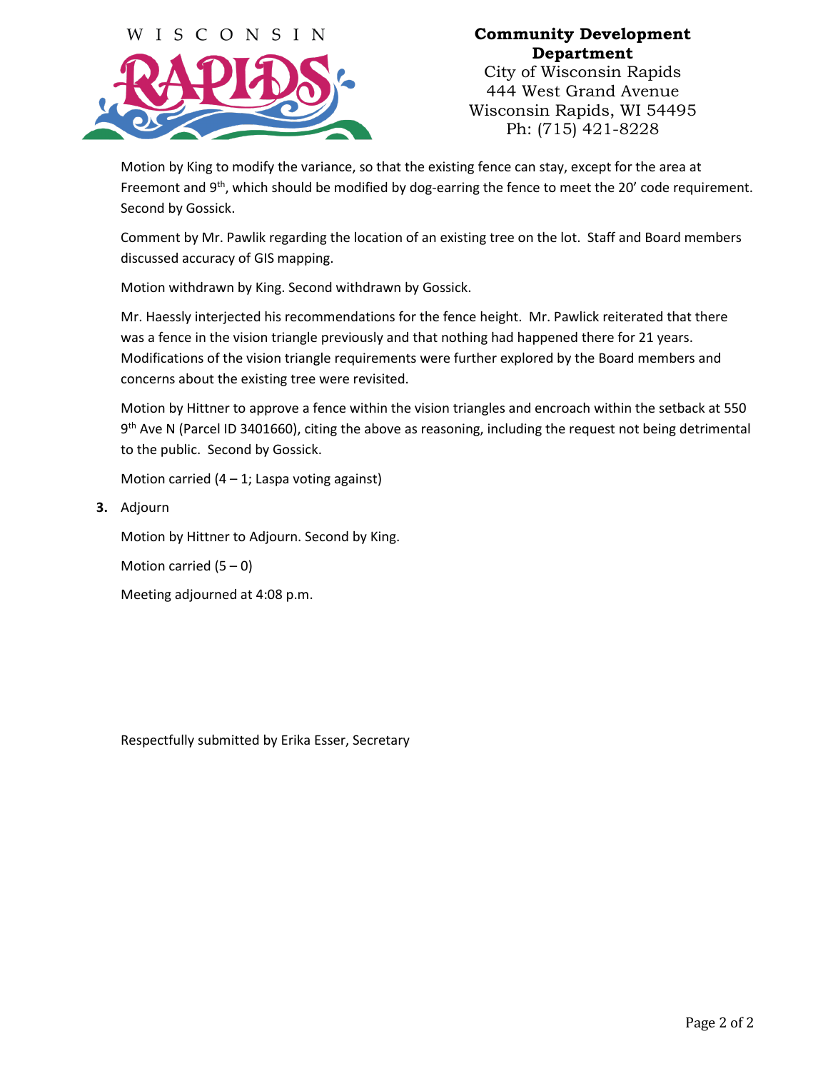**Community Development Department**
City of Wisconsin Rapids
444 West Grand Avenue
Wisconsin Rapids, WI 54495
Ph: (715) 421-8228

Motion by King to modify the variance, so that the existing fence can stay, except for the area at Freemont and 9th, which should be modified by dog-earring the fence to meet the 20' code requirement. Second by Gossick.

Comment by Mr. Pawlik regarding the location of an existing tree on the lot. Staff and Board members discussed accuracy of GIS mapping.

Motion withdrawn by King. Second withdrawn by Gossick.

Mr. Haessly interjected his recommendations for the fence height. Mr. Pawlick reiterated that there was a fence in the vision triangle previously and that nothing had happened there for 21 years. Modifications of the vision triangle requirements were further explored by the Board members and concerns about the existing tree were revisited.

Motion by Hittner to approve a fence within the vision triangles and encroach within the setback at 550 9th Ave N (Parcel ID 3401660), citing the above as reasoning, including the request not being detrimental to the public. Second by Gossick.

Motion carried (4 – 1; Laspa voting against)

**3.** Adjourn

Motion by Hittner to Adjourn. Second by King.

Motion carried (5 – 0)

Meeting adjourned at 4:08 p.m.

Respectfully submitted by Erika Esser, Secretary